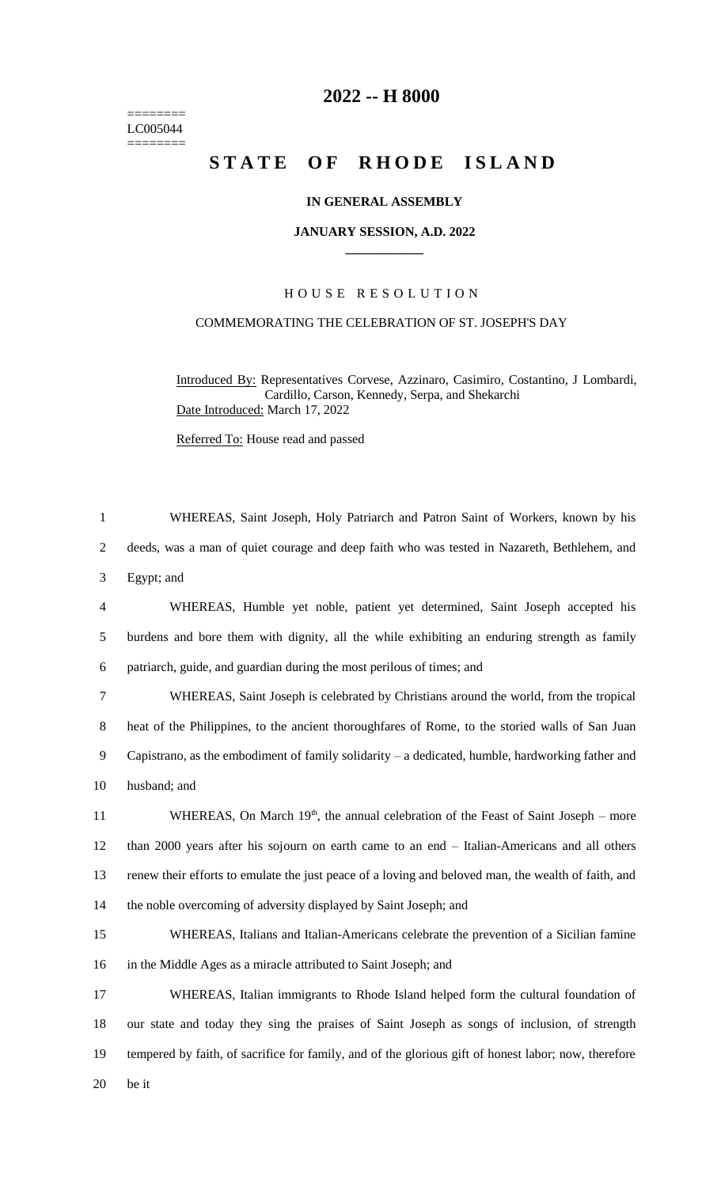========
LC005044
========

# 2022 -- H 8000

# STATE OF RHODE ISLAND

**IN GENERAL ASSEMBLY**

**JANUARY SESSION, A.D. 2022**

---

HOUSE RESOLUTION

COMMEMORATING THE CELEBRATION OF ST. JOSEPH'S DAY

Introduced By: Representatives Corvese, Azzinaro, Casimiro, Costantino, J Lombardi, Cardillo, Carson, Kennedy, Serpa, and Shekarchi
Date Introduced: March 17, 2022

Referred To: House read and passed

WHEREAS, Saint Joseph, Holy Patriarch and Patron Saint of Workers, known by his deeds, was a man of quiet courage and deep faith who was tested in Nazareth, Bethlehem, and Egypt; and

WHEREAS, Humble yet noble, patient yet determined, Saint Joseph accepted his burdens and bore them with dignity, all the while exhibiting an enduring strength as family patriarch, guide, and guardian during the most perilous of times; and

WHEREAS, Saint Joseph is celebrated by Christians around the world, from the tropical heat of the Philippines, to the ancient thoroughfares of Rome, to the storied walls of San Juan Capistrano, as the embodiment of family solidarity – a dedicated, humble, hardworking father and husband; and

WHEREAS, On March 19th, the annual celebration of the Feast of Saint Joseph – more than 2000 years after his sojourn on earth came to an end – Italian-Americans and all others renew their efforts to emulate the just peace of a loving and beloved man, the wealth of faith, and the noble overcoming of adversity displayed by Saint Joseph; and

WHEREAS, Italians and Italian-Americans celebrate the prevention of a Sicilian famine in the Middle Ages as a miracle attributed to Saint Joseph; and

WHEREAS, Italian immigrants to Rhode Island helped form the cultural foundation of our state and today they sing the praises of Saint Joseph as songs of inclusion, of strength tempered by faith, of sacrifice for family, and of the glorious gift of honest labor; now, therefore be it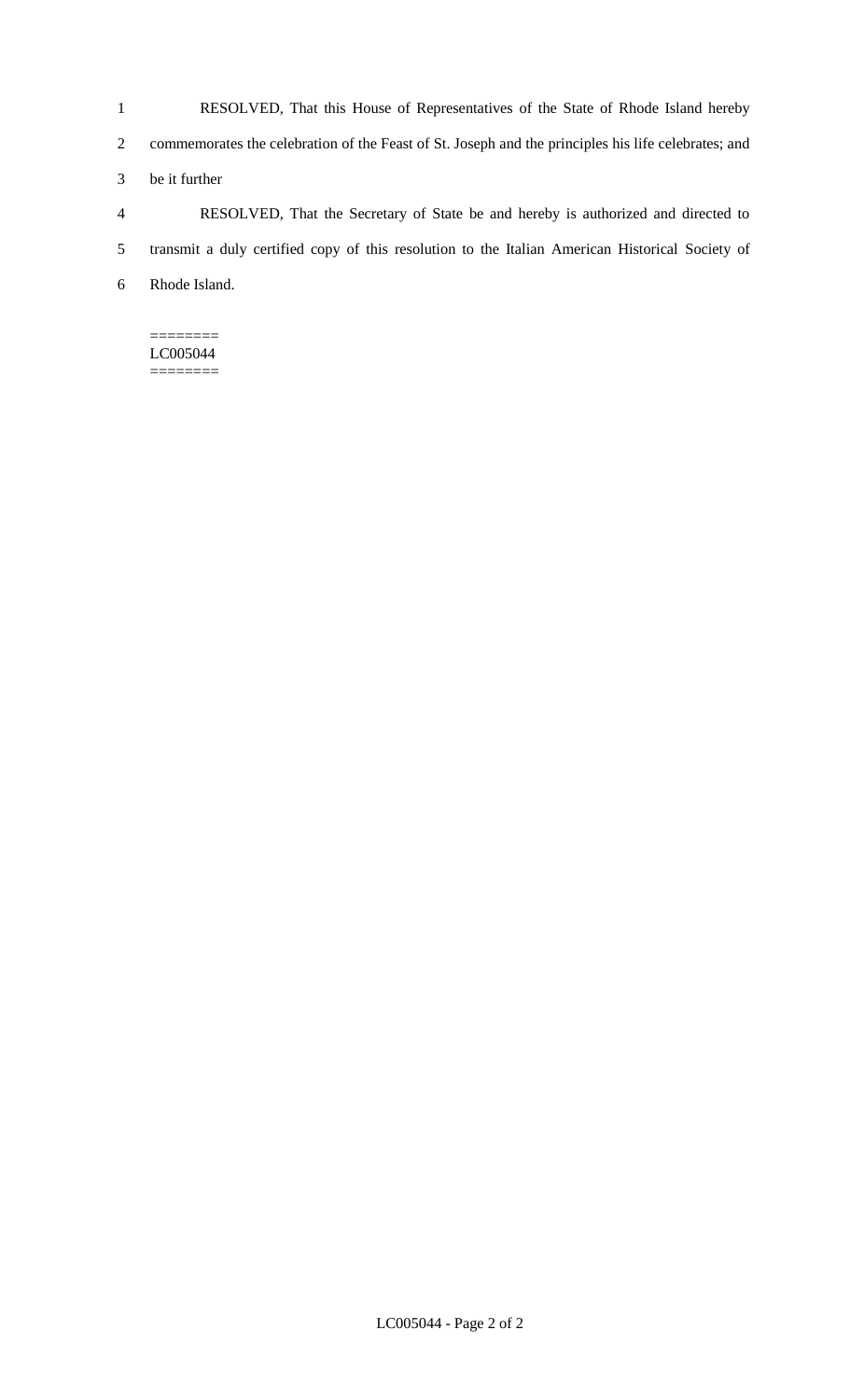RESOLVED, That this House of Representatives of the State of Rhode Island hereby commemorates the celebration of the Feast of St. Joseph and the principles his life celebrates; and be it further

RESOLVED, That the Secretary of State be and hereby is authorized and directed to transmit a duly certified copy of this resolution to the Italian American Historical Society of Rhode Island.

========
LC005044
========